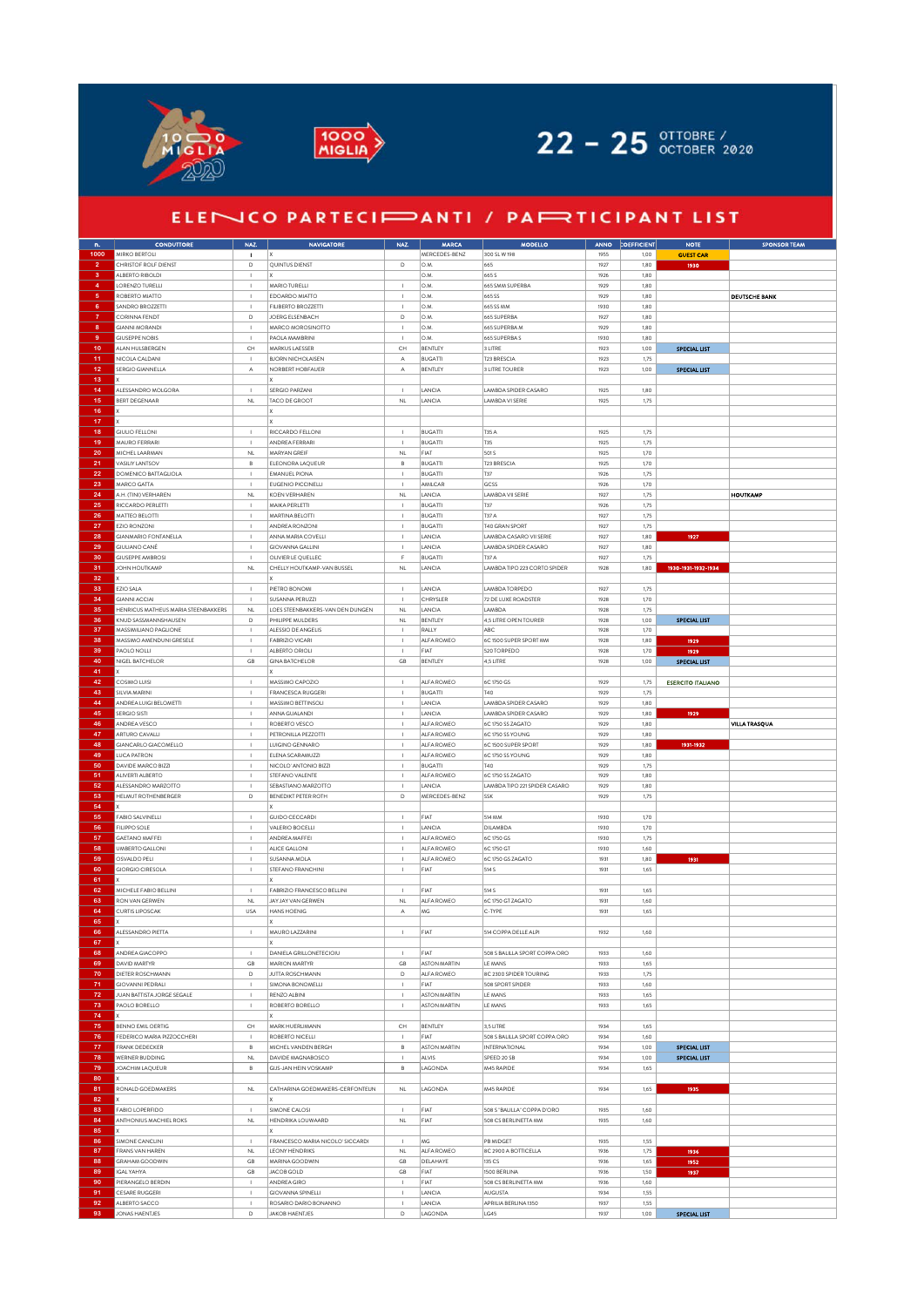# 1000 MIGLIA 2020

## 22 - 25 OTTOBRE / OCTOBER 2020

## ELENCO PARTECIPANTI / PARTICIPANT LIST

| n. | CONDUTTORE | NAZ. | NAVIGATORE | NAZ. | MARCA | MODELLO | ANNO | COEFFICIENT | NOTE | SPONSOR TEAM |
|---|---|---|---|---|---|---|---|---|---|---|
| 1000 | MIRKO BERTOLI | I | X | | MERCEDES-BENZ | 300 SL W 198 | 1955 | 1,00 | GUEST CAR | |
| 2 | CHRISTOF ROLF DIENST | D | QUINTUS DIENST | D | O.M. | 665 | 1927 | 1,80 | 1930 | |
| 3 | ALBERTO RIBOLDI | I | X | | O.M. | 665 S | 1926 | 1,80 | | |
| 4 | LORENZO TURELLI | I | MARIO TURELLI | I | O.M. | 665 SMM SUPERBA | 1929 | 1,80 | | |
| 5 | ROBERTO MIATTO | I | EDOARDO MIATTO | I | O.M. | 665 SS | 1929 | 1,80 | | DEUTSCHE BANK |
| 6 | SANDRO BROZZETTI | I | FILIBERTO BROZZETTI | I | O.M. | 665 SS MM | 1930 | 1,80 | | |
| 7 | CORINNA FENDT | D | JOERG ELSENBACH | D | O.M. | 665 SUPERBA | 1927 | 1,80 | | |
| 8 | GIANNI MORANDI | I | MARCO MOROSINOTTO | I | O.M. | 665 SUPERBA M | 1929 | 1,80 | | |
| 9 | GIUSEPPE NOBIS | I | PAOLA MAMBRINI | I | O.M. | 665 SUPERBA S | 1930 | 1,80 | | |
| 10 | ALAN HULSBERGEN | CH | MARKUS LAESSER | CH | BENTLEY | 3 LITRE | 1923 | 1,00 | SPECIAL LIST | |
| 11 | NICOLA CALDANI | I | BJORN NICHOLAISEN | A | BUGATTI | T23 BRESCIA | 1923 | 1,75 | | |
| 12 | SERGIO GIANNELLA | A | NORBERT HOBFAUER | A | BENTLEY | 3 LITRE TOURER | 1923 | 1,00 | SPECIAL LIST | |
| 13 | X | | X | | | | | | | |
| 14 | ALESSANDRO MOLGORA | I | SERGIO PARZANI | I | LANCIA | LAMBDA SPIDER CASARO | 1925 | 1,80 | | |
| 15 | BERT DEGENAAR | NL | TACO DE GROOT | NL | LANCIA | LAMBDA VI SERIE | 1925 | 1,75 | | |
| 16 | X | | X | | | | | | | |
| 17 | X | | X | | | | | | | |
| 18 | GIULIO FELLONI | I | RICCARDO FELLONI | I | BUGATTI | T35 A | 1925 | 1,75 | | |
| 19 | MAURO FERRARI | I | ANDREA FERRARI | I | BUGATTI | T35 | 1925 | 1,75 | | |
| 20 | MICHEL LAARMAN | NL | MARYAN GREIF | NL | FIAT | 501 S | 1925 | 1,70 | | |
| 21 | VASILIY LANTSOV | B | ELEONORA LAQUEUR | B | BUGATTI | T23 BRESCIA | 1925 | 1,70 | | |
| 22 | DOMENICO BATTAGLIOLA | I | EMANUEL PIONA | I | BUGATTI | T37 | 1926 | 1,75 | | |
| 23 | MARCO GATTA | I | EUGENIO PICCINELLI | I | AMILCAR | GCSS | 1926 | 1,70 | | |
| 24 | A.H. (TINI) VERHAREN | NL | KOEN VERHAREN | NL | LANCIA | LAMBDA VII SERIE | 1927 | 1,75 | | HOUTKAMP |
| 25 | RICCARDO PERLETTI | I | MAIKA PERLETTI | I | BUGATTI | T37 | 1926 | 1,75 | | |
| 26 | MATTEO BELOTTI | I | MARTINA BELOTTI | I | BUGATTI | T37 A | 1927 | 1,75 | | |
| 27 | EZIO RONZONI | I | ANDREA RONZONI | I | BUGATTI | T40 GRAN SPORT | 1927 | 1,75 | | |
| 28 | GIANMARIO FONTANELLA | I | ANNA MARIA COVELLI | I | LANCIA | LAMBDA CASARO VII SERIE | 1927 | 1,80 | 1927 | |
| 29 | GIULIANO CANÈ | I | GIOVANNA GALLINI | I | LANCIA | LAMBDA SPIDER CASARO | 1927 | 1,80 | | |
| 30 | GIUSEPPE AMBROSI | I | OLIVIER LE QUELLEC | F | BUGATTI | T37 A | 1927 | 1,75 | | |
| 31 | JOHN HOUTKAMP | NL | CHELLY HOUTKAMP-VAN BUSSEL | NL | LANCIA | LAMBDA TIPO 223 CORTO SPIDER | 1928 | 1,80 | 1930-1931-1932-1934 | |
| 32 | X | | X | | | | | | | |
| 33 | EZIO SALA | I | PIETRO BONOMI | I | LANCIA | LAMBDA TORPEDO | 1927 | 1,75 | | |
| 34 | GIANNI ACCIAI | I | SUSANNA PERUZZI | I | CHRYSLER | 72 DE LUXE ROADSTER | 1928 | 1,70 | | |
| 35 | HENRICUS MATHEUS MARIA STEENBAKKERS | NL | LOES STEENBAKKERS-VAN DEN DUNGEN | NL | LANCIA | LAMBDA | 1928 | 1,75 | | |
| 36 | KNUD SASSMANNSHAUSEN | D | PHILIPPE MULDERS | NL | BENTLEY | 4,5 LITRE OPEN TOURER | 1928 | 1,00 | SPECIAL LIST | |
| 37 | MASSIMILIANO PAGLIONE | I | ALESSIO DE ANGELIS | I | RALLY | ABC | 1928 | 1,70 | | |
| 38 | MASSIMO AMENDUNI GRESELE | I | FABRIZIO VICARI | I | ALFA ROMEO | 6C 1500 SUPER SPORT MM | 1928 | 1,80 | 1929 | |
| 39 | PAOLO NOLLI | I | ALBERTO ORIOLI | I | FIAT | 520 TORPEDO | 1928 | 1,70 | 1929 | |
| 40 | NIGEL BATCHELOR | GB | GINA BATCHELOR | GB | BENTLEY | 4,5 LITRE | 1928 | 1,00 | SPECIAL LIST | |
| 41 | X | | X | | | | | | | |
| 42 | COSIMO LUISI | I | MASSIMO CAPOZIO | I | ALFA ROMEO | 6C 1750 GS | 1929 | 1,75 | ESERCITO ITALIANO | |
| 43 | SILVIA MARINI | I | FRANCESCA RUGGERI | I | BUGATTI | T40 | 1929 | 1,75 | | |
| 44 | ANDREA LUIGI BELOMETTI | I | MASSIMO BETTINSOLI | I | LANCIA | LAMBDA SPIDER CASARO | 1929 | 1,80 | | |
| 45 | SERGIO SISTI | I | ANNA GUALANDI | I | LANCIA | LAMBDA SPIDER CASARO | 1929 | 1,80 | 1929 | |
| 46 | ANDREA VESCO | I | ROBERTO VESCO | I | ALFA ROMEO | 6C 1750 SS ZAGATO | 1929 | 1,80 | | VILLA TRASQUA |
| 47 | ARTURO CAVALLI | I | PETRONILLA PEZZOTTI | I | ALFA ROMEO | 6C 1750 SS YOUNG | 1929 | 1,80 | | |
| 48 | GIANCARLO GIACOMELLO | I | LUIGINO GENNARO | I | ALFA ROMEO | 6C 1500 SUPER SPORT | 1929 | 1,80 | 1931-1932 | |
| 49 | LUCA PATRON | I | ELENA SCARAMUZZI | I | ALFA ROMEO | 6C 1750 SS YOUNG | 1929 | 1,80 | | |
| 50 | DAVIDE MARCO BIZZI | I | NICOLO' ANTONIO BIZZI | I | BUGATTI | T40 | 1929 | 1,75 | | |
| 51 | ALIVERTI ALBERTO | I | STEFANO VALENTE | I | ALFA ROMEO | 6C 1750 SS ZAGATO | 1929 | 1,80 | | |
| 52 | ALESSANDRO MARZOTTO | I | SEBASTIANO MARZOTTO | I | LANCIA | LAMBDA TIPO 221 SPIDER CASARO | 1929 | 1,80 | | |
| 53 | HELMUT ROTHENBERGER | D | BENEDIKT PETER ROTH | D | MERCEDES-BENZ | SSK | 1929 | 1,75 | | |
| 54 | X | | X | | | | | | | |
| 55 | FABIO SALVINELLI | I | GUIDO CECCARDI | I | FIAT | 514 MM | 1930 | 1,70 | | |
| 56 | FILIPPO SOLE | I | VALERIO BOCELLI | I | LANCIA | DILAMBDA | 1930 | 1,70 | | |
| 57 | GAETANO MAFFEI | I | ANDREA MAFFEI | I | ALFA ROMEO | 6C 1750 GS | 1930 | 1,75 | | |
| 58 | UMBERTO GALLONI | I | ALICE GALLONI | I | ALFA ROMEO | 6C 1750 GT | 1930 | 1,60 | | |
| 59 | OSVALDO PELI | I | SUSANNA MOLA | I | ALFA ROMEO | 6C 1750 GS ZAGATO | 1931 | 1,80 | 1931 | |
| 60 | GIORGIO CIRESOLA | I | STEFANO FRANCHINI | I | FIAT | 514 S | 1931 | 1,65 | | |
| 61 | X | | X | | | | | | | |
| 62 | MICHELE FABIO BELLINI | I | FABRIZIO FRANCESCO BELLINI | I | FIAT | 514 S | 1931 | 1,65 | | |
| 63 | RON VAN GERWEN | NL | JAY JAY VAN GERWEN | NL | ALFA ROMEO | 6C 1750 GT ZAGATO | 1931 | 1,60 | | |
| 64 | CURTIS LIPOSCAK | USA | HANS HOENIG | A | MG | C-TYPE | 1931 | 1,65 | | |
| 65 | X | | X | | | | | | | |
| 66 | ALESSANDRO PIETTA | I | MAURO LAZZARINI | I | FIAT | 514 COPPA DELLE ALPI | 1932 | 1,60 | | |
| 67 | X | | X | | | | | | | |
| 68 | ANDREA GIACOPPO | I | DANIELA GRILLONETECIOIU | I | FIAT | 508 S BALILLA SPORT COPPA ORO | 1933 | 1,60 | | |
| 69 | DAVID MARTYR | GB | MARION MARTYR | GB | ASTON MARTIN | LE MANS | 1933 | 1,65 | | |
| 70 | DIETER ROSCHMANN | D | JUTTA ROSCHMANN | D | ALFA ROMEO | 8C 2300 SPIDER TOURING | 1933 | 1,75 | | |
| 71 | GIOVANNI PEDRALI | I | SIMONA BONOMELLI | I | FIAT | 508 SPORT SPIDER | 1933 | 1,60 | | |
| 72 | JUAN BATTISTA JORGE SEGALE | I | RENZO ALBINI | I | ASTON MARTIN | LE MANS | 1933 | 1,65 | | |
| 73 | PAOLO BORELLO | I | ROBERTO BORELLO | I | ASTON MARTIN | LE MANS | 1933 | 1,65 | | |
| 74 | X | | X | | | | | | | |
| 75 | BENNO EMIL OERTIG | CH | MARK HUERLIMANN | CH | BENTLEY | 3,5 LITRE | 1934 | 1,65 | | |
| 76 | FEDERICO MARIA PIZZOCCHERI | I | ROBERTO NICELLI | I | FIAT | 508 S BALILLA SPORT COPPA ORO | 1934 | 1,60 | | |
| 77 | FRANK DEDECKER | B | MICHEL VANDEN BERGH | B | ASTON MARTIN | INTERNATIONAL | 1934 | 1,00 | SPECIAL LIST | |
| 78 | WERNER BUDDING | NL | DAVIDE MAGNABOSCO | I | ALVIS | SPEED 20 SB | 1934 | 1,00 | SPECIAL LIST | |
| 79 | JOACHIM LAQUEUR | B | GIJS-JAN HEIN VOSKAMP | B | LAGONDA | M45 RAPIDE | 1934 | 1,65 | | |
| 80 | X | | X | | | | | | | |
| 81 | RONALD GOEDMAKERS | NL | CATHARINA GOEDMAKERS-CERFONTEIJN | NL | LAGONDA | M45 RAPIDE | 1934 | 1,65 | 1935 | |
| 82 | X | | X | | | | | | | |
| 83 | FABIO LOPERFIDO | I | SIMONE CALOSI | I | FIAT | 508 S "BALILLA" COPPA D'ORO | 1935 | 1,60 | | |
| 84 | ANTHONIUS MACHIEL ROKS | NL | HENDRIKA LOUWAARD | NL | FIAT | 508 CS BERLINETTA MM | 1935 | 1,60 | | |
| 85 | X | | X | | | | | | | |
| 86 | SIMONE CANCLINI | I | FRANCESCO MARIA NICOLO' SICCARDI | I | MG | PB MIDGET | 1935 | 1,55 | | |
| 87 | FRANS VAN HAREN | NL | LEONY HENDRIKS | NL | ALFA ROMEO | 8C 2900 A BOTTICELLA | 1936 | 1,75 | 1936 | |
| 88 | GRAHAM GOODWIN | GB | MARINA GOODWIN | GB | DELAHAYE | 135 CS | 1936 | 1,65 | 1952 | |
| 89 | IGAL YAHYA | GB | JACOB GOLD | GB | FIAT | 1500 BERLINA | 1936 | 1,50 | 1937 | |
| 90 | PIERANGELO BERDIN | I | ANDREA GIRO | I | FIAT | 508 CS BERLINETTA MM | 1936 | 1,60 | | |
| 91 | CESARE RUGGERI | I | GIOVANNA SPINELLI | I | LANCIA | AUGUSTA | 1934 | 1,55 | | |
| 92 | ALBERTO SACCO | I | ROSARIO DARIO BONANNO | I | LANCIA | APRILIA BERLINA 1350 | 1937 | 1,55 | | |
| 93 | JONAS HAENTJES | D | JAKOB HAENTJES | D | LAGONDA | LG45 | 1937 | 1,00 | SPECIAL LIST | |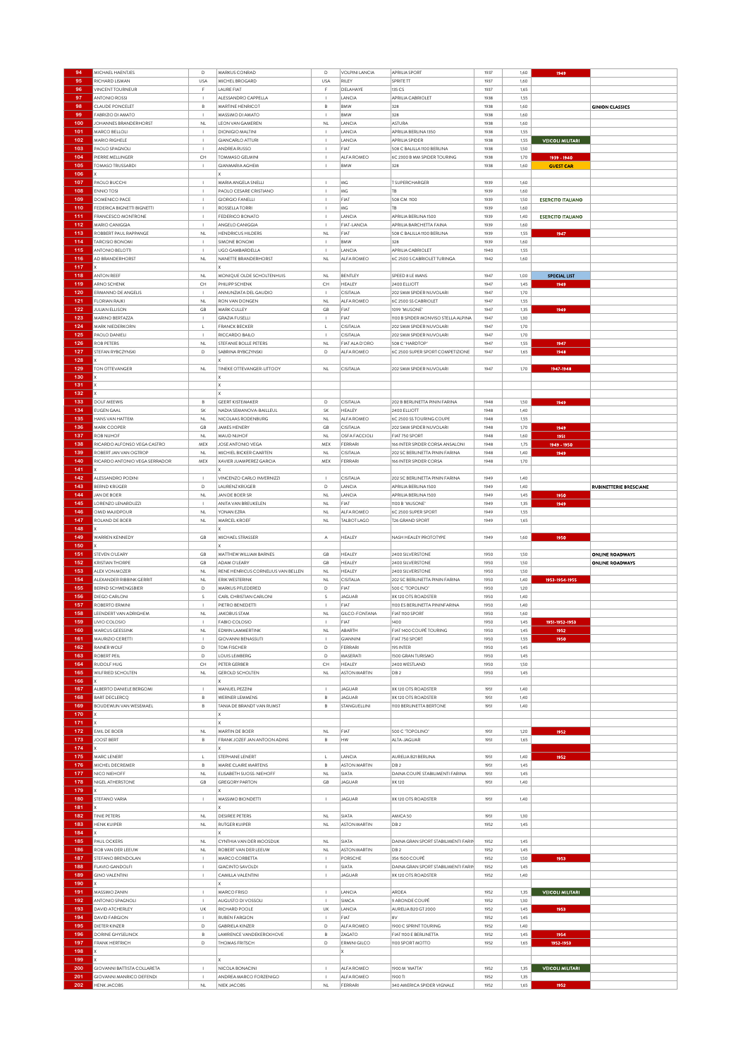| | | | | | | | | | | |
|---|---|---|---|---|---|---|---|---|---|---|
| 94 | MICHAEL HAENTJES | D | MARKUS CONRAD | D | VOLPINI LANCIA | APRILIA SPORT | 1937 | 1,60 | 1949 | |
| 95 | RICHARD LISMAN | USA | MICHEL BROGARD | USA | RILEY | SPRITE TT | 1937 | 1,60 | | |
| 96 | VINCENT TOURNEUR | F | LAURE FIAT | F | DELAHAYE | 135 CS | 1937 | 1,65 | | |
| 97 | ANTONIO ROSSI | I | ALESSANDRO CAPPELLA | I | LANCIA | APRILIA CABRIOLET | 1938 | 1,55 | | |
| 98 | CLAUDE PONCELET | B | MARTINE HENRICOT | B | BMW | 328 | 1938 | 1,60 | | GINION CLASSICS |
| 99 | FABRIZIO DI AMATO | I | MASSIMO DI AMATO | I | BMW | 328 | 1938 | 1,60 | | |
| 100 | JOHANNES BRANDERHORST | NL | LEON VAN GAMEREN | NL | LANCIA | ASTURA | 1938 | 1,60 | | |
| 101 | MARCO BELLOLI | I | DIONIGIO MALTINI | I | LANCIA | APRILIA BERLINA 1350 | 1938 | 1,55 | | |
| 102 | MARIO RIGHELE | I | GIANCARLO ATTURI | I | LANCIA | APRILIA SPIDER | 1938 | 1,55 | VEICOLI MILITARI | |
| 103 | PAOLO SPAGNOLI | I | ANDREA RUSSO | I | FIAT | 508 C BALILLA 1100 BERLINA | 1938 | 1,50 | | |
| 104 | PIERRE MELLINGER | CH | TOMMASO GELMINI | I | ALFA ROMEO | 6C 2300 B MM SPIDER TOURING | 1938 | 1,70 | 1939 - 1940 | |
| 105 | TOMASO TRUSSARDI | I | GIANMARIA AGHEM | I | BMW | 328 | 1938 | 1,60 | GUEST CAR | |
| 106 | X | | X | | | | | | | |
| 107 | PAOLO BUCCHI | I | MARIA ANGELA SNELLI | I | MG | T SUPERCHARGER | 1939 | 1,60 | | |
| 108 | ENNIO TOSI | I | PAOLO CESARE CRISTIANO | I | MG | TB | 1939 | 1,60 | | |
| 109 | DOMENICO PACE | I | GIORGIO FANELLI | I | FIAT | 508 CM 1100 | 1939 | 1,50 | ESERCITO ITALIANO | |
| 110 | FEDERICA BIGNETTI BIGNETTI | I | ROSSELLA TORRI | I | MG | TB | 1939 | 1,60 | | |
| 111 | FRANCESCO MONTRONE | I | FEDERICO BONATO | I | LANCIA | APRILIA BERLINA 1500 | 1939 | 1,40 | ESERCITO ITALIANO | |
| 112 | MARIO CANIGGIA | I | ANGELO CANIGGIA | I | FIAT-LANCIA | APRILIA BARCHETTA FAINA | 1939 | 1,60 | | |
| 113 | ROBBERT PAUL RAPPANGE | NL | HENDRICUS HILDERS | NL | FIAT | 508 C BALILLA 1100 BERLINA | 1939 | 1,55 | 1947 | |
| 114 | TARCISIO BONOMI | I | SIMONE BONOMI | I | BMW | 328 | 1939 | 1,60 | | |
| 115 | ANTONIO BELOTTI | I | UGO GAMBARDELLA | I | LANCIA | APRILIA CABRIOLET | 1940 | 1,55 | | |
| 116 | AD BRANDERHORST | NL | NANETTE BRANDERHORST | NL | ALFA ROMEO | 6C 2500 S CABRIOLET TURINGA | 1942 | 1,60 | | |
| 117 | X | | X | | | | | | | |
| 118 | ANTON REEF | NL | MONIQUE OLDE SCHOLTENHUIS | NL | BENTLEY | SPEED 8 LE MANS | 1947 | 1,00 | SPECIAL LIST | |
| 119 | ARNO SCHENK | CH | PHILIPP SCHENK | CH | HEALEY | 2400 ELLIOTT | 1947 | 1,45 | 1949 | |
| 120 | ERMANNO DE ANGELIS | I | ANNUNZIATA DEL GAUDIO | I | CISITALIA | 202 SMM SPIDER NUVOLARI | 1947 | 1,70 | | |
| 121 | FLORIAN RAIKI | NL | RON VAN DONGEN | NL | ALFA ROMEO | 6C 2500 SS CABRIOLET | 1947 | 1,55 | | |
| 122 | JULIAN ELLISON | GB | MARK CULLEY | GB | FIAT | 1099 "MUSONE" | 1947 | 1,35 | 1949 | |
| 123 | MARINO BERTAZZA | I | GRAZIA FUSELLI | I | FIAT | 1100 B SPIDER MONVISO STELLA ALPINA | 1947 | 1,30 | | |
| 124 | MARK NIEDERKORN | L | FRANCK BECKER | L | CISITALIA | 202 SMM SPIDER NUVOLARI | 1947 | 1,70 | | |
| 125 | PAOLO DANIELI | I | RICCARDO BAILO | I | CISITALIA | 202 SMM SPIDER NUVOLARI | 1947 | 1,70 | | |
| 126 | ROB PETERS | NL | STEFANIE BOLLE PETERS | NL | FIAT ALA D'ORO | 508 C "HARDTOP" | 1947 | 1,55 | 1947 | |
| 127 | STEFAN RYBCZYNSKI | D | SABRINA RYBCZYNSKI | D | ALFA ROMEO | 6C 2500 SUPER SPORT COMPETIZIONE | 1947 | 1,65 | 1948 | |
| 128 | X | | X | | | | | | | |
| 129 | TON OTTEVANGER | NL | TINEKE OTTEVANGER-LITTOOY | NL | CISITALIA | 202 SMM SPIDER NUVOLARI | 1947 | 1,70 | 1947-1948 | |
| 130 | X | | X | | | | | | | |
| 131 | X | | X | | | | | | | |
| 132 | X | | X | | | | | | | |
| 133 | DOLF MEEWIS | B | GEERT KISTEMAKER | D | CISITALIA | 202 B BERLINETTA PININ FARINA | 1948 | 1,50 | 1949 | |
| 134 | EUGEN GAAL | SK | NADIA SEMANOVA-BAILLEUL | SK | HEALEY | 2400 ELLIOTT | 1948 | 1,40 | | |
| 135 | HANS VAN HATTEM | NL | NICOLAAS RODENBURG | NL | ALFA ROMEO | 6C 2500 SS TOURING COUPE | 1948 | 1,55 | | |
| 136 | MARK COOPER | GB | JAMES HENERY | GB | CISITALIA | 202 SMM SPIDER NUVOLARI | 1948 | 1,70 | 1949 | |
| 137 | ROB NIJHOF | NL | MAUD NIJHOF | NL | OSFA FACCIOLI | FIAT 750 SPORT | 1948 | 1,60 | 1951 | |
| 138 | RICARDO ALFONSO VEGA CASTRO | MEX | JOSE ANTONIO VEGA | MEX | FERRARI | 166 INTER SPIDER CORSA ANSALONI | 1948 | 1,75 | 1949 - 1950 | |
| 139 | ROBERT JAN VAN OGTROP | NL | MICHIEL BICKER CAARTEN | NL | CISITALIA | 202 SC BERLINETTA PININ FARINA | 1948 | 1,40 | 1949 | |
| 140 | RICARDO ANTONIO VEGA SERRADOR | MEX | XAVIER JUAMPEREZ GARCIA | MEX | FERRARI | 166 INTER SPIDER CORSA | 1948 | 1,70 | | |
| 141 | X | | X | | | | | | | |
| 142 | ALESSANDRO PODINI | I | VINCENZO CARLO INVERNIZZI | I | CISITALIA | 202 SC BERLINETTA PININ FARINA | 1949 | 1,40 | | |
| 143 | BERND KRÜGER | D | LAURENZ KRÜGER | D | LANCIA | APRILIA BERLINA 1500 | 1949 | 1,40 | | RUBINETTERIE BRESCIANE |
| 144 | JAN DE BOER | NL | JAN DE BOER SR | NL | LANCIA | APRILIA BERLINA 1500 | 1949 | 1,45 | 1950 | |
| 145 | LORENZO LENARDUZZI | I | ANITA VAN BREUKELEN | NL | FIAT | 1100 B "MUSONE" | 1949 | 1,35 | 1949 | |
| 146 | OMID MAJIDPOUR | NL | YONAN EZRA | NL | ALFA ROMEO | 6C 2500 SUPER SPORT | 1949 | 1,55 | | |
| 147 | ROLAND DE BOER | NL | MARCEL KROEF | NL | TALBOT LAGO | T26 GRAND SPORT | 1949 | 1,65 | | |
| 148 | X | | X | | | | | | | |
| 149 | WARREN KENNEDY | GB | MICHAEL STRASSER | A | HEALEY | NASH HEALEY PROTOTYPE | 1949 | 1,60 | 1950 | |
| 150 | X | | X | | | | | | | |
| 151 | STEVEN O'LEARY | GB | MATTHEW WILLIAM BARNES | GB | HEALEY | 2400 SILVERSTONE | 1950 | 1,50 | | ONLINE ROADWAYS |
| 152 | KRISTIAN THORPE | GB | ADAM O'LEARY | GB | HEALEY | 2400 SILVERSTONE | 1950 | 1,50 | | ONLINE ROADWAYS |
| 153 | ALEX VON MOZER | NL | RENE HENRICUS CORNELIUS VAN BELLEN | NL | HEALEY | 2400 SILVERSTONE | 1950 | 1,50 | | |
| 154 | ALEXANDER RIBBINK GERRIT | NL | ERIK WESTERINK | NL | CISITALIA | 202 SC BERLINETTA PININ FARINA | 1950 | 1,40 | 1953-1954-1955 | |
| 155 | BERND SCHWENGSBIER | D | MARKUS PFLEDERED | D | FIAT | 500 C "TOPOLINO" | 1950 | 1,20 | | |
| 156 | DIEGO CARLONI | S | CARL CHRISTIAN CARLONI | S | JAGUAR | XK 120 OTS ROADSTER | 1950 | 1,40 | | |
| 157 | ROBERTO ERMINI | I | PIETRO BENEDETTI | I | FIAT | 1100 ES BERLINETTA PININFARINA | 1950 | 1,40 | | |
| 158 | LEENDERT VAN ADRIGHEM | NL | JAKOBUS STAM | NL | GILCO-FONTANA | FIAT 1100 SPORT | 1950 | 1,60 | | |
| 159 | LIVIO COLOSIO | I | FABIO COLOSIO | I | FIAT | 1400 | 1950 | 1,45 | 1951-1952-1953 | |
| 160 | MARCUS GEESSINK | NL | EDWIN LAMMERTINK | NL | ABARTH | FIAT 1400 COUPÈ TOURING | 1950 | 1,45 | 1952 | |
| 161 | MAURIZIO CERETTI | I | GIOVANNI BENASSUTI | I | GIANNINI | FIAT 750 SPORT | 1950 | 1,55 | 1950 | |
| 162 | RAINER WOLF | D | TOM FISCHER | D | FERRARI | 195 INTER | 1950 | 1,45 | | |
| 163 | ROBERT PEIL | D | LOUIS LEMBERG | D | MASERATI | 1500 GRAN TURISMO | 1950 | 1,45 | | |
| 164 | RUDOLF HUG | CH | PETER GERBER | CH | HEALEY | 2400 WESTLAND | 1950 | 1,50 | | |
| 165 | WILFRIED SCHOLTEN | NL | GEROLD SCHOLTEN | NL | ASTON MARTIN | DB 2 | 1950 | 1,45 | | |
| 166 | X | | X | | | | | | | |
| 167 | ALBERTO DANIELE BERGOMI | I | MANUEL PEZZINI | I | JAGUAR | XK 120 OTS ROADSTER | 1951 | 1,40 | | |
| 168 | BART DECLERCQ | B | WERNER LEMMENS | B | JAGUAR | XK 120 OTS ROADSTER | 1951 | 1,40 | | |
| 169 | BOUDEWIJN VAN WESEMAEL | B | TANIA DE BRANDT VAN RUMST | B | STANGUELLINI | 1100 BERLINETTA BERTONE | 1951 | 1,40 | | |
| 170 | X | | X | | | | | | | |
| 171 | X | | X | | | | | | | |
| 172 | EMIL DE BOER | NL | MARTIN DE BOER | NL | FIAT | 500 C "TOPOLINO" | 1951 | 1,20 | 1952 | |
| 173 | JOOST BERT | B | FRANK JOZEF JAN ANTOON ADINS | B | HW | ALTA-JAGUAR | 1951 | 1,65 | | |
| 174 | X | | X | | | | | | | |
| 175 | MARC LENERT | L | STEPHANE LENERT | L | LANCIA | AURELIA B21 BERLINA | 1951 | 1,40 | 1952 | |
| 176 | MICHEL DECREMER | B | MARIE CLAIRE MARTENS | B | ASTON MARTIN | DB 2 | 1951 | 1,45 | | |
| 177 | NICO NIEHOFF | NL | ELISABETH SUOSS-NIEHOFF | NL | SIATA | DAINA COUPE STABILIMENTI FARINA | 1951 | 1,45 | | |
| 178 | NIGEL ATHERSTONE | GB | GREGORY PARTON | GB | JAGUAR | XK 120 | 1951 | 1,40 | | |
| 179 | X | | X | | | | | | | |
| 180 | STEFANO VARIA | I | MASSIMO BIONDETTI | I | JAGUAR | XK 120 OTS ROADSTER | 1951 | 1,40 | | |
| 181 | X | | X | | | | | | | |
| 182 | TINIE PETERS | NL | DESIREE PETERS | NL | SIATA | AMICA 50 | 1951 | 1,30 | | |
| 183 | HENK KUIPER | NL | RUTGER KUIPER | NL | ASTON MARTIN | DB 2 | 1952 | 1,45 | | |
| 184 | X | | X | | | | | | | |
| 185 | PAUL OCKERS | NL | CYNTHIA VAN DER MOOSDIJK | NL | SIATA | DAINA GRAN SPORT STABILIMENTI FARIN | 1952 | 1,45 | | |
| 186 | ROB VAN DER LEEUW | NL | ROBERT VAN DER LEEUW | NL | ASTON MARTIN | DB 2 | 1952 | 1,45 | | |
| 187 | STEFANO BRENDOLAN | I | MARCO CORBETTA | I | PORSCHE | 356 1500 COUPÈ | 1952 | 1,50 | 1953 | |
| 188 | FLAVIO GANDOLFI | I | GIACINTO SAVOLDI | I | SIATA | DAINA GRAN SPORT STABILIMENTI FARIN | 1952 | 1,45 | | |
| 189 | GINO VALENTINI | I | CAMILLA VALENTINI | I | JAGUAR | XK 120 OTS ROADSTER | 1952 | 1,40 | | |
| 190 | X | | X | | | | | | | |
| 191 | MASSIMO ZANIN | I | MARCO FRISO | I | LANCIA | ARDEA | 1952 | 1,35 | VEICOLI MILITARI | |
| 192 | ANTONIO SPAGNOLI | I | AUGUSTO DI VOSSOLI | I | SIMCA | 9 ARONDE COUPÈ | 1952 | 1,30 | | |
| 193 | DAVID ATCHERLEY | UK | RICHARD POOLE | UK | LANCIA | AURELIA B20 GT 2000 | 1952 | 1,45 | 1953 | |
| 194 | DAVID FARGION | I | RUBEN FARGION | I | FIAT | 8V | 1952 | 1,45 | | |
| 195 | DIETER KINZER | D | GABRIELA KINZER | D | ALFA ROMEO | 1900 C SPRINT TOURING | 1952 | 1,40 | | |
| 196 | DORINE GHYSELINCK | B | LAWRENCE VANDEKERCKHOVE | B | ZAGATO | FIAT 1100 E BERLINETTA | 1952 | 1,45 | 1954 | |
| 197 | FRANK HERTRICH | D | THOMAS FRITSCH | D | ERMINI GILCO | 1100 SPORT MOTTO | 1952 | 1,65 | 1952-1953 | |
| 198 | X | | | | X | | | | | |
| 199 | X | | X | | | | | | | |
| 200 | GIOVANNI BATTISTA COLLARETA | I | NICOLA BONACINI | I | ALFA ROMEO | 1900 M "MATTA" | 1952 | 1,35 | VEICOLI MILITARI | |
| 201 | GIOVANNI MANRICO DEFENDI | I | ANDREA MARCO FORZENIGO | I | ALFA ROMEO | 1900 TI | 1952 | 1,35 | | |
| 202 | HENK JACOBS | NL | NIEK JACOBS | NL | FERRARI | 340 AMERICA SPIDER VIGNALE | 1952 | 1,65 | 1952 | |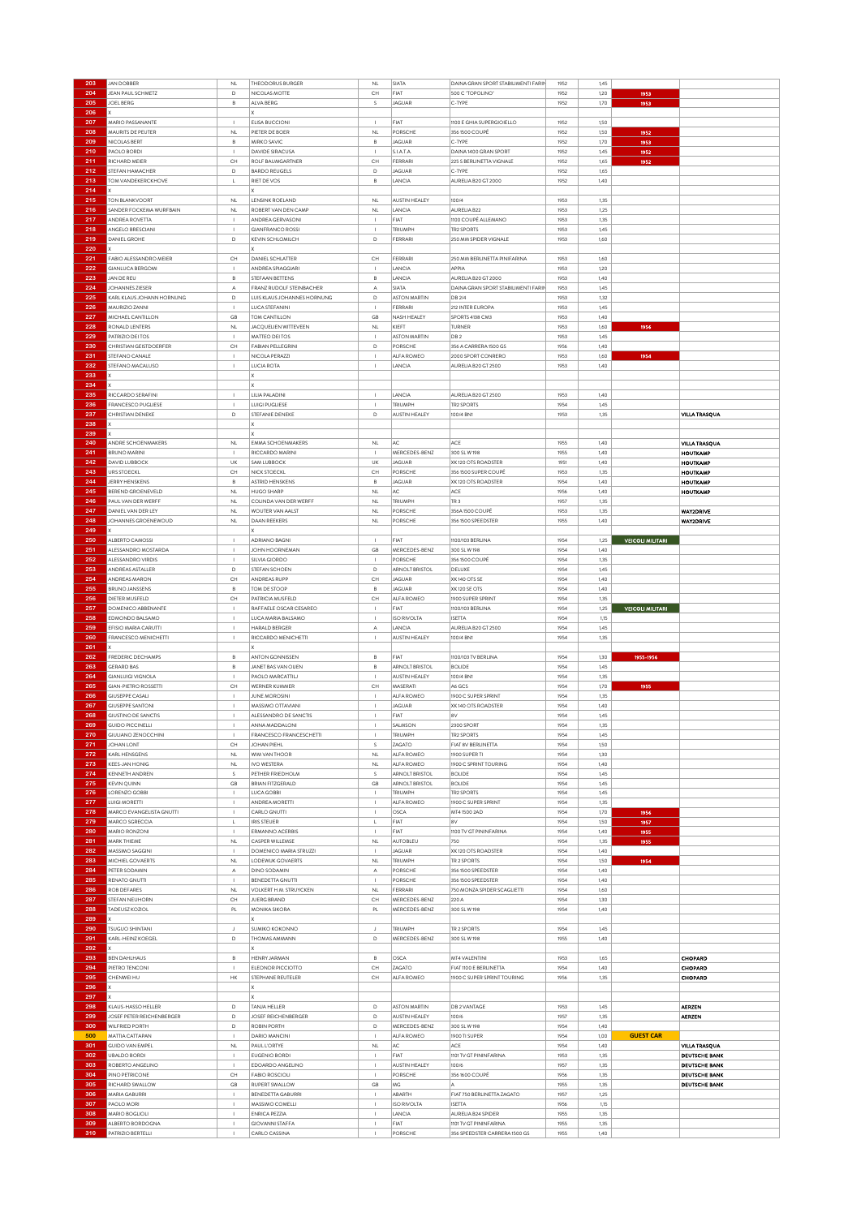| | | | | | | | | | | |
|---|---|---|---|---|---|---|---|---|---|---|
| 203 | JAN DOBBER | NL | THEODORUS BURGER | NL | SIATA | DAINA GRAN SPORT STABILIMENTI FARIN | 1952 | 1,45 | | |
| 204 | JEAN PAUL SCHMETZ | D | NICOLAS MOTTE | CH | FIAT | 500 C "TOPOLINO" | 1952 | 1,20 | 1953 | |
| 205 | JOEL BERG | B | ALVA BERG | S | JAGUAR | C-TYPE | 1952 | 1,70 | 1953 | |
| 206 | X | | X | | | | | | | |
| 207 | MARIO PASSANANTE | I | ELISA BUCCIONI | I | FIAT | 1100 E GHIA SUPERGIOIELLO | 1952 | 1,50 | | |
| 208 | MAURITS DE PEUTER | NL | PIETER DE BOER | NL | PORSCHE | 356 1500 COUPÉ | 1952 | 1,50 | 1952 | |
| 209 | NICOLAS BERT | B | MIRKO SAVIC | B | JAGUAR | C-TYPE | 1952 | 1,70 | 1953 | |
| 210 | PAOLO BORDI | I | DAVIDE SIRACUSA | I | S.I.A.T.A. | DAINA 1400 GRAN SPORT | 1952 | 1,45 | 1952 | |
| 211 | RICHARD MEIER | CH | ROLF BAUMGARTNER | CH | FERRARI | 225 S BERLINETTA VIGNALE | 1952 | 1,65 | 1952 | |
| 212 | STEFAN HAMACHER | D | BARDO REUGELS | D | JAGUAR | C-TYPE | 1952 | 1,65 | | |
| 213 | TOM VANDEKERCKHOVE | L | RIET DE VOS | B | LANCIA | AURELIA B20 GT 2000 | 1952 | 1,40 | | |
| 214 | X | | X | | | | | | | |
| 215 | TON BLANKVOORT | NL | LENSINK ROELAND | NL | AUSTIN HEALEY | 100/4 | 1953 | 1,35 | | |
| 216 | SANDER FOCKEMA WURFBAIN | NL | ROBERT VAN DEN CAMP | NL | LANCIA | AURELIA B22 | 1953 | 1,25 | | |
| 217 | ANDREA ROVETTA | I | ANDREA GERVASONI | I | FIAT | 1100 COUPÉ ALLEMANO | 1953 | 1,35 | | |
| 218 | ANGELO BRESCIANI | I | GIANFRANCO ROSSI | I | TRIUMPH | TR2 SPORTS | 1953 | 1,45 | | |
| 219 | DANIEL GROHE | D | KEVIN SCHLOMILCH | D | FERRARI | 250 MM SPIDER VIGNALE | 1953 | 1,60 | | |
| 220 | X | | X | | | | | | | |
| 221 | FABIO ALESSANDRO MEIER | CH | DANIEL SCHLATTER | CH | FERRARI | 250 MM BERLINETTA PININFARINA | 1953 | 1,60 | | |
| 222 | GIANLUCA BERGOMI | I | ANDREA SPIAGGIARI | I | LANCIA | APPIA | 1953 | 1,20 | | |
| 223 | JAN DE REU | B | STEFAAN BETTENS | B | LANCIA | AURELIA B20 GT 2000 | 1953 | 1,40 | | |
| 224 | JOHANNES ZIESER | A | FRANZ RUDOLF STEINBACHER | A | SIATA | DAINA GRAN SPORT STABILIMENTI FARIN | 1953 | 1,45 | | |
| 225 | KARL KLAUS JOHANN HORNUNG | D | LUIS KLAUS JOHANNES HORNUNG | D | ASTON MARTIN | DB 2/4 | 1953 | 1,32 | | |
| 226 | MAURIZIO ZANNI | I | LUCA STEFANINI | I | FERRARI | 212 INTER EUROPA | 1953 | 1,45 | | |
| 227 | MICHAEL CANTILLON | GB | TOM CANTILLON | GB | NASH HEALEY | SPORTS 4138 CM3 | 1953 | 1,40 | | |
| 228 | RONALD LENTERS | NL | JACQUELIEN WITTEVEEN | NL | KIEFT | TURNER | 1953 | 1,60 | 1956 | |
| 229 | PATRIZIO DEI TOS | I | MATTEO DEI TOS | I | ASTON MARTIN | DB 2 | 1953 | 1,45 | | |
| 230 | CHRISTIAN GEISTDOERFER | CH | FABIAN PELLEGRINI | D | PORSCHE | 356 A CARRERA 1500 GS | 1956 | 1,40 | | |
| 231 | STEFANO CANALE | I | NICOLA PERAZZI | I | ALFA ROMEO | 2000 SPORT CONRERO | 1953 | 1,60 | 1954 | |
| 232 | STEFANO MACALUSO | I | LUCIA ROTA | I | LANCIA | AURELIA B20 GT 2500 | 1953 | 1,40 | | |
| 233 | X | | X | | | | | | | |
| 234 | X | | X | | | | | | | |
| 235 | RICCARDO SERAFINI | I | LILIA PALADINI | I | LANCIA | AURELIA B20 GT 2500 | 1953 | 1,40 | | |
| 236 | FRANCESCO PUGLIESE | I | LUIGI PUGLIESE | I | TRIUMPH | TR2 SPORTS | 1954 | 1,45 | | |
| 237 | CHRISTIAN DENEKE | D | STEFANIE DENEKE | D | AUSTIN HEALEY | 100/4 BN1 | 1953 | 1,35 | | VILLA TRASQUA |
| 238 | X | | X | | | | | | | |
| 239 | X | | X | | | | | | | |
| 240 | ANDRÉ SCHOENMAKERS | NL | EMMA SCHOENMAKERS | NL | AC | ACE | 1955 | 1,40 | | VILLA TRASQUA |
| 241 | BRUNO MARINI | I | RICCARDO MARINI | I | MERCEDES-BENZ | 300 SL W 198 | 1955 | 1,40 | | HOUTKAMP |
| 242 | DAVID LUBBOCK | UK | SAM LUBBOCK | UK | JAGUAR | XK 120 OTS ROADSTER | 1951 | 1,40 | | HOUTKAMP |
| 243 | URS STOECKL | CH | NICK STOECKL | CH | PORSCHE | 356 1500 SUPER COUPÉ | 1953 | 1,35 | | HOUTKAMP |
| 244 | JERRY HENSKENS | B | ASTRID HENSKENS | B | JAGUAR | XK 120 OTS ROADSTER | 1954 | 1,40 | | HOUTKAMP |
| 245 | BEREND GROENEVELD | NL | HUGO SHARP | NL | AC | ACE | 1956 | 1,40 | | HOUTKAMP |
| 246 | PAUL VAN DER WERFF | NL | COLINDA VAN DER WERFF | NL | TRIUMPH | TR 3 | 1957 | 1,35 | | |
| 247 | DANIEL VAN DER LEY | NL | WOUTER VAN AALST | NL | PORSCHE | 356A 1500 COUPÉ | 1953 | 1,35 | | WAY2DRIVE |
| 248 | JOHANNES GROENEWOUD | NL | DAAN REEKERS | NL | PORSCHE | 356 1500 SPEEDSTER | 1955 | 1,40 | | WAY2DRIVE |
| 249 | X | | X | | | | | | | |
| 250 | ALBERTO CAMOSSI | I | ADRIANO BAGNI | I | FIAT | 1100/103 BERLINA | 1954 | 1,25 | VEICOLI MILITARI | |
| 251 | ALESSANDRO MOSTARDA | I | JOHN HOORNEMAN | GB | MERCEDES-BENZ | 300 SL W 198 | 1954 | 1,40 | | |
| 252 | ALESSANDRO VIRDIS | I | SILVIA GIORDO | I | PORSCHE | 356 1500 COUPÉ | 1954 | 1,35 | | |
| 253 | ANDREAS ASTALLER | D | STEFAN SCHOEN | D | ARNOLT BRISTOL | DELUXE | 1954 | 1,45 | | |
| 254 | ANDREAS MARON | CH | ANDREAS RUPP | CH | JAGUAR | XK 140 OTS SE | 1954 | 1,40 | | |
| 255 | BRUNO JANSSENS | B | TOM DE STOOP | B | JAGUAR | XK 120 SE OTS | 1954 | 1,40 | | |
| 256 | DIETER MUSFELD | CH | PATRICIA MUSFELD | CH | ALFA ROMEO | 1900 SUPER SPRINT | 1954 | 1,35 | | |
| 257 | DOMENICO ABBENANTE | I | RAFFAELE OSCAR CESAREO | I | FIAT | 1100/103 BERLINA | 1954 | 1,25 | VEICOLI MILITARI | |
| 258 | EDMONDO BALSAMO | I | LUCA MARIA BALSAMO | I | ISO RIVOLTA | ISETTA | 1954 | 1,15 | | |
| 259 | EFISIO MARIA CARUTTI | I | HARALD BERGER | A | LANCIA | AURELIA B20 GT 2500 | 1954 | 1,45 | | |
| 260 | FRANCESCO MENICHETTI | I | RICCARDO MENICHETTI | I | AUSTIN HEALEY | 100/4 BN1 | 1954 | 1,35 | | |
| 261 | X | | X | | | | | | | |
| 262 | FREDERIC DECHAMPS | B | ANTON GONNISSEN | B | FIAT | 1100/103 TV BERLINA | 1954 | 1,30 | 1955-1956 | |
| 263 | GERARD BAS | B | JANET BAS VAN OIJEN | B | ARNOLT BRISTOL | BOLIDE | 1954 | 1,45 | | |
| 264 | GIANLUIGI VIGNOLA | I | PAOLO MARCATTILJ | I | AUSTIN HEALEY | 100/4 BN1 | 1954 | 1,35 | | |
| 265 | GIAN-PIETRO ROSSETTI | CH | WERNER KUMMER | CH | MASERATI | A6 GCS | 1954 | 1,70 | 1955 | |
| 266 | GIUSEPPE CASALI | I | JUNE MOROSINI | I | ALFA ROMEO | 1900 C SUPER SPRINT | 1954 | 1,35 | | |
| 267 | GIUSEPPE SANTONI | I | MASSIMO OTTAVIANI | I | JAGUAR | XK 140 OTS ROADSTER | 1954 | 1,40 | | |
| 268 | GIUSTINO DE SANCTIS | I | ALESSANDRO DE SANCTIS | I | FIAT | 8V | 1954 | 1,45 | | |
| 269 | GUIDO PICCINELLI | I | ANNA MADDALONI | I | SALMSON | 2300 SPORT | 1954 | 1,35 | | |
| 270 | GIULIANO ZENOCCHINI | I | FRANCESCO FRANCESCHETTI | I | TRIUMPH | TR2 SPORTS | 1954 | 1,45 | | |
| 271 | JOHAN LONT | CH | JOHAN PIEHL | S | ZAGATO | FIAT 8V BERLINETTA | 1954 | 1,50 | | |
| 272 | KARL HENSGENS | NL | WIM VAN THOOR | NL | ALFA ROMEO | 1900 SUPER TI | 1954 | 1,30 | | |
| 273 | KEES-JAN HONIG | NL | IVO WESTERA | NL | ALFA ROMEO | 1900 C SPRINT TOURING | 1954 | 1,40 | | |
| 274 | KENNETH ANDREN | S | PETHER FRIEDHOLM | S | ARNOLT BRISTOL | BOLIDE | 1954 | 1,45 | | |
| 275 | KEVIN QUINN | GB | BRIAN FITZGERALD | GB | ARNOLT BRISTOL | BOLIDE | 1954 | 1,45 | | |
| 276 | LORENZO GOBBI | I | LUCA GOBBI | I | TRIUMPH | TR2 SPORTS | 1954 | 1,45 | | |
| 277 | LUIGI MORETTI | I | ANDREA MORETTI | I | ALFA ROMEO | 1900 C SUPER SPRINT | 1954 | 1,35 | | |
| 278 | MARCO EVANGELISTA GNUTTI | I | CARLO GNUTTI | I | OSCA | MT4 1500 2AD | 1954 | 1,70 | 1956 | |
| 279 | MARCO SGRECCIA | L | IRIS STEUER | L | FIAT | 8V | 1954 | 1,50 | 1957 | |
| 280 | MARIO RONZONI | I | ERMANNO ACERBIS | I | FIAT | 1100 TV GT PININFARINA | 1954 | 1,40 | 1955 | |
| 281 | MARK THIEME | NL | CASPER WILLEMSE | NL | AUTOBLEU | 750 | 1954 | 1,35 | 1955 | |
| 282 | MASSIMO SAGGINI | I | DOMENICO MARIA STRUZZI | I | JAGUAR | XK 120 OTS ROADSTER | 1954 | 1,40 | | |
| 283 | MICHIEL GOVAERTS | NL | LODEWIJK GOVAERTS | NL | TRIUMPH | TR 2 SPORTS | 1954 | 1,50 | 1954 | |
| 284 | PETER SODAMIN | A | DINO SODAMIN | A | PORSCHE | 356 1500 SPEEDSTER | 1954 | 1,40 | | |
| 285 | RENATO GNUTTI | I | BENEDETTA GNUTTI | I | PORSCHE | 356 1500 SPEEDSTER | 1954 | 1,40 | | |
| 286 | ROB DEFARES | NL | VOLKERT H.M. STRUYCKEN | NL | FERRARI | 750 MONZA SPIDER SCAGLIETTI | 1954 | 1,60 | | |
| 287 | STEFAN NEUHORN | CH | JUERG BRAND | CH | MERCEDES-BENZ | 220 A | 1954 | 1,30 | | |
| 288 | TADEUSZ KOZIOL | PL | MONIKA SIKORA | PL | MERCEDES-BENZ | 300 SL W 198 | 1954 | 1,40 | | |
| 289 | X | | X | | | | | | | |
| 290 | TSUGUO SHINTANI | J | SUMIKO KOKONNO | J | TRIUMPH | TR 2 SPORTS | 1954 | 1,45 | | |
| 291 | KARL-HEINZ KOEGEL | D | THOMAS AMMANN | D | MERCEDES-BENZ | 300 SL W 198 | 1955 | 1,40 | | |
| 292 | X | | X | | | | | | | |
| 293 | BEN DAHLHAUS | B | HENRY JARMAN | B | OSCA | MT4 VALENTINI | 1953 | 1,65 | | CHOPARD |
| 294 | PIETRO TENCONI | I | ELEONOR PICCIOTTO | CH | ZAGATO | FIAT 1100 E BERLINETTA | 1954 | 1,40 | | CHOPARD |
| 295 | CHENWEI HU | HK | STEPHANE REUTELER | CH | ALFA ROMEO | 1900 C SUPER SPRINT TOURING | 1956 | 1,35 | | CHOPARD |
| 296 | X | | X | | | | | | | |
| 297 | X | | X | | | | | | | |
| 298 | KLAUS-HASSO HELLER | D | TANJA HELLER | D | ASTON MARTIN | DB 2 VANTAGE | 1953 | 1,45 | | AERZEN |
| 299 | JOSEF PETER REICHENBERGER | D | JOSEF REICHENBERGER | D | AUSTIN HEALEY | 100/6 | 1957 | 1,35 | | AERZEN |
| 300 | WILFRIED PORTH | D | ROBIN PORTH | D | MERCEDES-BENZ | 300 SL W 198 | 1954 | 1,40 | | |
| 500 | MATTIA CATTAPAN | I | DARIO MANCINI | I | ALFA ROMEO | 1900 TI SUPER | 1954 | 1,00 | GUEST CAR | |
| 301 | GUIDO VAN EMPEL | NL | PAUL L'ORTYE | NL | AC | ACE | 1954 | 1,40 | | VILLA TRASQUA |
| 302 | UBALDO BORDI | I | EUGENIO BORDI | I | FIAT | 1101 TV GT PININFARINA | 1953 | 1,35 | | DEUTSCHE BANK |
| 303 | ROBERTO ANGELINO | I | EDOARDO ANGELINO | I | AUSTIN HEALEY | 100/6 | 1957 | 1,35 | | DEUTSCHE BANK |
| 304 | PINO PETRICONE | CH | FABIO ROSCIOLI | I | PORSCHE | 356 1600 COUPÉ | 1956 | 1,35 | | DEUTSCHE BANK |
| 305 | RICHARD SWALLOW | GB | RUPERT SWALLOW | GB | MG | A | 1955 | 1,35 | | DEUTSCHE BANK |
| 306 | MARIA GABURRI | I | BENEDETTA GABURRI | I | ABARTH | FIAT 750 BERLINETTA ZAGATO | 1957 | 1,25 | | |
| 307 | PAOLO MORI | I | MASSIMO COMELLI | I | ISO RIVOLTA | ISETTA | 1956 | 1,15 | | |
| 308 | MARIO BOGLIOLI | I | ENRICA PEZZIA | I | LANCIA | AURELIA B24 SPIDER | 1955 | 1,35 | | |
| 309 | ALBERTO BORDOGNA | I | GIOVANNI STAFFA | I | FIAT | 1101 TV GT PININFARINA | 1955 | 1,35 | | |
| 310 | PATRIZIO BERTELLI | I | CARLO CASSINA | I | PORSCHE | 356 SPEEDSTER CARRERA 1500 GS | 1955 | 1,40 | | |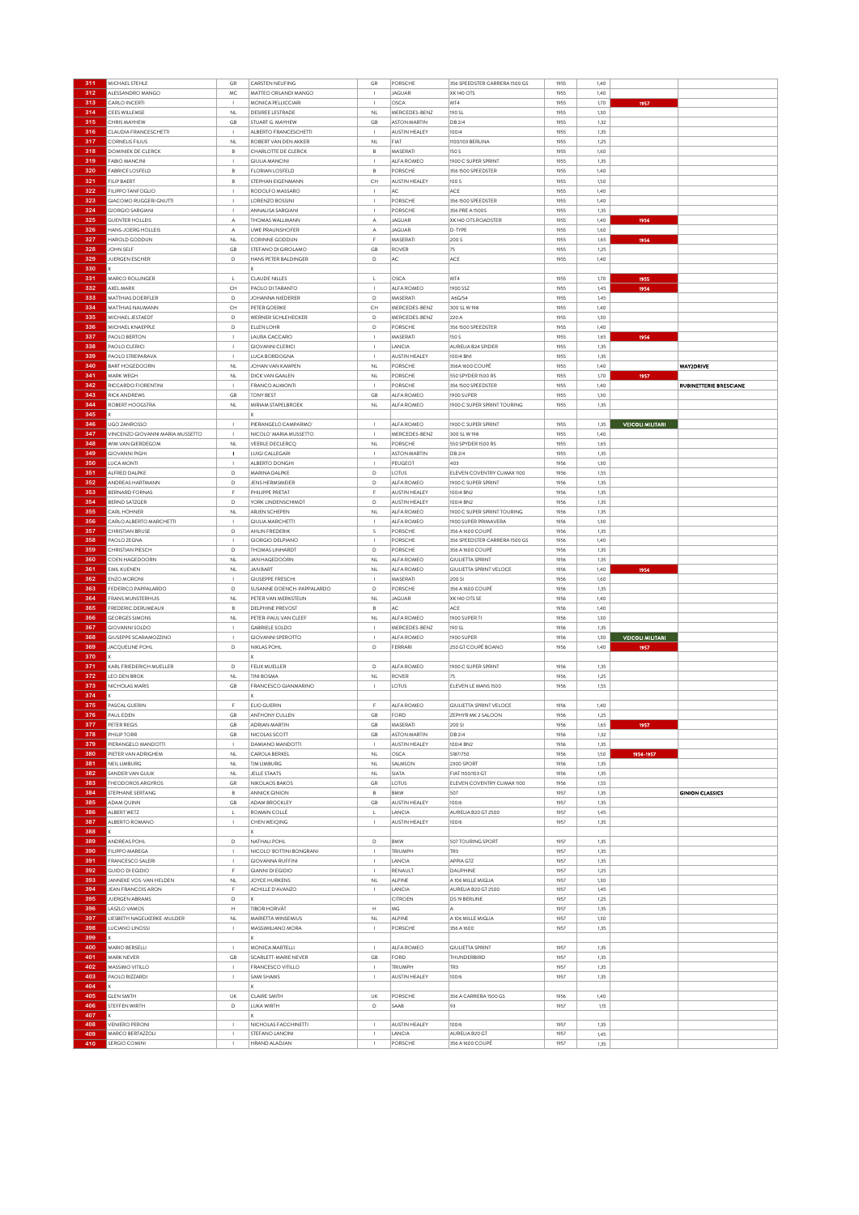| | | | | | | | | | | |
|---|---|---|---|---|---|---|---|---|---|---|
| 311 | MICHAEL STEHLE | GR | CARSTEN NEUFING | GR | PORSCHE | 356 SPEEDSTER CARRERA 1500 GS | 1955 | 1,40 | | |
| 312 | ALESSANDRO MANGO | MC | MATTEO ORLANDI MANGO | I | JAGUAR | XK 140 OTS | 1955 | 1,40 | | |
| 313 | CARLO INCERTI | I | MONICA PELLICCIARI | I | OSCA | MT4 | 1955 | 1,70 | 1957 | |
| 314 | CEES WILLEMSE | NL | DESIREE LESTRADE | NL | MERCEDES-BENZ | 190 SL | 1955 | 1,30 | | |
| 315 | CHRIS MAYHEW | GB | STUART G. MAYHEW | GB | ASTON MARTIN | DB 2/4 | 1955 | 1,32 | | |
| 316 | CLAUDIA FRANCESCHETTI | I | ALBERTO FRANCESCHETTI | I | AUSTIN HEALEY | 100/4 | 1955 | 1,35 | | |
| 317 | CORNELIS FILIUS | NL | ROBERT VAN DEN AKKER | NL | FIAT | 1100/103 BERLINA | 1955 | 1,25 | | |
| 318 | DOMINIEK DE CLERCK | B | CHARLOTTE DE CLERCK | B | MASERATI | 150 S | 1955 | 1,60 | | |
| 319 | FABIO MANCINI | I | GIULIA MANCINI | I | ALFA ROMEO | 1900 C SUPER SPRINT | 1955 | 1,35 | | |
| 320 | FABRICE LOSFELD | B | FLORIAN LOSFELD | B | PORSCHE | 356 1500 SPEEDSTER | 1955 | 1,40 | | |
| 321 | FILIP BAERT | B | STEPHAN EIGENMANN | CH | AUSTIN HEALEY | 100 S | 1955 | 1,50 | | |
| 322 | FILIPPO TANFOGLIO | I | RODOLFO MASSARO | I | AC | ACE | 1955 | 1,40 | | |
| 323 | GIACOMO RUGGERI GNUTTI | I | LORENZO BOSSINI | I | PORSCHE | 356 1500 SPEEDSTER | 1955 | 1,40 | | |
| 324 | GIORGIO SARGIANI | I | ANNALISA SARGIANI | I | PORSCHE | 356 PRE A 1500S | 1955 | 1,35 | | |
| 325 | GUENTER HOLLEIS | A | THOMAS WALLMANN | A | JAGUAR | XK 140 OTS ROADSTER | 1955 | 1,40 | 1954 | |
| 326 | HANS-JOERG HOLLEIS | A | UWE PRAUNSHOFER | A | JAGUAR | D-TYPE | 1955 | 1,60 | | |
| 327 | HAROLD GODDIJN | NL | CORINNE GODDIJN | F | MASERATI | 200 S | 1955 | 1,65 | 1956 | |
| 328 | JOHN SELF | GB | STEFANO DI GIROLAMO | GB | ROVER | 75 | 1955 | 1,25 | | |
| 329 | JUERGEN ESCHER | D | HANS PETER BALDINGER | D | AC | ACE | 1955 | 1,40 | | |
| 330 | X | | X | | | | | | | |
| 331 | MARCO ROLLINGER | L | CLAUDE NILLES | L | OSCA | MT4 | 1955 | 1,70 | 1955 | |
| 332 | AXEL MARX | CH | PAOLO DI TARANTO | I | ALFA ROMEO | 1900 SSZ | 1955 | 1,45 | 1956 | |
| 333 | MATTHIAS DOERFLER | D | JOHANNA NIEDERER | D | MASERATI | A6G/54 | 1955 | 1,45 | | |
| 334 | MATTHIAS NAUMANN | CH | PETER GOERKE | CH | MERCEDES-BENZ | 300 SL W 198 | 1955 | 1,40 | | |
| 335 | MICHAEL JESTAEDT | D | WERNER SCHLEHECKER | D | MERCEDES-BENZ | 220 A | 1955 | 1,30 | | |
| 336 | MICHAEL KNAEPPLE | D | ELLEN LOHR | D | PORSCHE | 356 1500 SPEEDSTER | 1955 | 1,40 | | |
| 337 | PAOLO BERTON | I | LAURA CACCARO | I | MASERATI | 150 S | 1955 | 1,65 | 1956 | |
| 338 | PAOLO CLERICI | I | GIOVANNI CLERICI | I | LANCIA | AURELIA B24 SPIDER | 1955 | 1,35 | | |
| 339 | PAOLO STREPARAVA | I | LUCA BORDOGNA | I | AUSTIN HEALEY | 100/4 BN1 | 1955 | 1,35 | | |
| 340 | BART HOGEDOORN | NL | JOHAN VAN KAMPEN | NL | PORSCHE | 356A 1600 COUPÈ | 1955 | 1,40 | | WAY2DRIVE |
| 341 | MARK WEGH | NL | DICK VAN GAALEN | NL | PORSCHE | 550 SPYDER 1500 RS | 1955 | 1,70 | 1957 | |
| 342 | RICCARDO FIORENTINI | I | FRANCO ALIMONTI | I | PORSCHE | 356 1500 SPEEDSTER | 1955 | 1,40 | | RUBINETTERIE BRESCIANE |
| 343 | RICK ANDREWS | GB | TONY BEST | GB | ALFA ROMEO | 1900 SUPER | 1955 | 1,30 | | |
| 344 | ROBERT HOOGSTRA | NL | MIRIAM STAPELBROEK | NL | ALFA ROMEO | 1900 C SUPER SPRINT TOURING | 1955 | 1,35 | | |
| 345 | X | | X | | | | | | | |
| 346 | UGO ZANIROSSO | I | PIERANGELO CAMPARMO' | I | ALFA ROMEO | 1900 C SUPER SPRINT | 1955 | 1,35 | VEICOLI MILITARI | |
| 347 | VINCENZO GIOVANNI MARIA MUSSETTO | I | NICOLO' MARIA MUSSETTO | I | MERCEDES-BENZ | 300 SL W 198 | 1955 | 1,40 | | |
| 348 | WIM VAN GIERDEGOM | NL | VEERLE DECLERCQ | NL | PORSCHE | 550 SPYDER 1500 RS | 1955 | 1,65 | | |
| 349 | GIOVANNI PIGHI | I | LUIGI CALLEGARI | I | ASTON MARTIN | DB 2/4 | 1955 | 1,35 | | |
| 350 | LUCA MONTI | I | ALBERTO DONGHI | I | PEUGEOT | 403 | 1956 | 1,30 | | |
| 351 | ALFRED DALPKE | D | MARINA DALPKE | D | LOTUS | ELEVEN COVENTRY CLIMAX 1100 | 1956 | 1,55 | | |
| 352 | ANDREAS HARTMANN | D | JENS HERMSMEIER | D | ALFA ROMEO | 1900 C SUPER SPRINT | 1956 | 1,35 | | |
| 353 | BERNARD FORNAS | F | PHILIPPE PRETAT | F | AUSTIN HEALEY | 100/4 BN2 | 1956 | 1,35 | | |
| 354 | BERND SATZGER | D | YORK LINDENSCHMIDT | D | AUSTIN HEALEY | 100/4 BN2 | 1956 | 1,35 | | |
| 355 | CARL HÖHNER | NL | ARJEN SCHEPEN | NL | ALFA ROMEO | 1900 C SUPER SPRINT TOURING | 1956 | 1,35 | | |
| 356 | CARLO ALBERTO MARCHETTI | I | GIULIA MARCHETTI | I | ALFA ROMEO | 1900 SUPER PRIMAVERA | 1956 | 1,30 | | |
| 357 | CHRISTIAN BRUSE | D | AHLIN FREDERIK | S | PORSCHE | 356 A 1600 COUPÈ | 1956 | 1,35 | | |
| 358 | PAOLO ZEGNA | I | GIORGIO DELPIANO | I | PORSCHE | 356 SPEEDSTER CARRERA 1500 GS | 1956 | 1,40 | | |
| 359 | CHRISTIAN PIESCH | D | THOMAS LINHARDT | D | PORSCHE | 356 A 1600 COUPÈ | 1956 | 1,35 | | |
| 360 | COEN HAGEDOORN | NL | JAN HAGEDOORN | NL | ALFA ROMEO | GIULIETTA SPRINT | 1956 | 1,35 | | |
| 361 | EMIL KUENEN | NL | JAN BART | NL | ALFA ROMEO | GIULIETTA SPRINT VELOCE | 1956 | 1,40 | 1956 | |
| 362 | ENZO MORONI | I | GIUSEPPE FRESCHI | I | MASERATI | 200 SI | 1956 | 1,60 | | |
| 363 | FEDERICO PAPPALARDO | D | SUSANNE DOENCH-PAPPALARDO | D | PORSCHE | 356 A 1600 COUPÈ | 1956 | 1,35 | | |
| 364 | FRANS MUNSTERHUIS | NL | PETER VAN WERKSTEIJN | NL | JAGUAR | XK 140 OTS SE | 1956 | 1,40 | | |
| 365 | FREDERIC DERIJMEAUX | B | DELPHINE PREVOST | B | AC | ACE | 1956 | 1,40 | | |
| 366 | GEORGES SIMONS | NL | PETER-PAUL VAN CLEEF | NL | ALFA ROMEO | 1900 SUPER TI | 1956 | 1,30 | | |
| 367 | GIOVANNI SOLDO | I | GABRIELE SOLDO | I | MERCEDES-BENZ | 190 SL | 1956 | 1,35 | | |
| 368 | GIUSEPPE SCARAMOZZINO | I | GIOVANNI SPEROTTO | I | ALFA ROMEO | 1900 SUPER | 1956 | 1,30 | VEICOLI MILITARI | |
| 369 | JACQUELINE POHL | D | NIKLAS POHL | D | FERRARI | 250 GT COUPÈ BOANO | 1956 | 1,40 | 1957 | |
| 370 | X | | X | | | | | | | |
| 371 | KARL FRIEDERICH MUELLER | D | FELIX MUELLER | D | ALFA ROMEO | 1900 C SUPER SPRINT | 1956 | 1,35 | | |
| 372 | LEO DEN BROK | NL | TINI BOSMA | NL | ROVER | 75 | 1956 | 1,25 | | |
| 373 | NICHOLAS MARIS | GB | FRANCESCO GIANMARINO | I | LOTUS | ELEVEN LE MANS 1500 | 1956 | 1,55 | | |
| 374 | X | | X | | | | | | | |
| 375 | PASCAL GUERIN | F | ELIO GUERIN | F | ALFA ROMEO | GIULIETTA SPRINT VELOCE | 1956 | 1,40 | | |
| 376 | PAUL EDEN | GB | ANTHONY CULLEN | GB | FORD | ZEPHYR MK 2 SALOON | 1956 | 1,25 | | |
| 377 | PETER REGIS | GB | ADRIAN MARTIN | GB | MASERATI | 200 SI | 1956 | 1,65 | 1957 | |
| 378 | PHILIP TORR | GB | NICOLAS SCOTT | GB | ASTON MARTIN | DB 2/4 | 1956 | 1,32 | | |
| 379 | PIERANGELO MANDOTTI | I | DAMIANO MANDOTTI | I | AUSTIN HEALEY | 100/4 BN2 | 1956 | 1,35 | | |
| 380 | PIETER VAN ADRIGHEM | NL | CAROLA BERKEL | NL | OSCA | S187/750 | 1956 | 1,50 | 1954-1957 | |
| 381 | NEIL LIMBURG | NL | TIM LIMBURG | NL | SALMSON | 2300 SPORT | 1956 | 1,35 | | |
| 382 | SANDER VAN GULIK | NL | JELLE STAATS | NL | SIATA | FIAT 1100/103 GT | 1956 | 1,35 | | |
| 383 | THEODOROS ARGYROS | GR | NIKOLAOS BAKOS | GR | LOTUS | ELEVEN COVENTRY CLIMAX 1100 | 1956 | 1,55 | | |
| 384 | STEPHANE SERTANG | B | ANNICK GINION | B | BMW | 507 | 1957 | 1,35 | | GINION CLASSICS |
| 385 | ADAM QUINN | GB | ADAM BROCKLEY | GB | AUSTIN HEALEY | 100/6 | 1957 | 1,35 | | |
| 386 | ALBERT WETZ | L | ROMAIN COLLÉ | L | LANCIA | AURELIA B20 GT 2500 | 1957 | 1,45 | | |
| 387 | ALBERTO ROMANO | I | CHEN WEIQING | I | AUSTIN HEALEY | 100/6 | 1957 | 1,35 | | |
| 388 | X | | X | | | | | | | |
| 389 | ANDREAS POHL | D | NATHALI POHL | D | BMW | 507 TOURING SPORT | 1957 | 1,35 | | |
| 390 | FILIPPO MAREGA | I | NICOLO' BOTTINI BONGRANI | I | TRIUMPH | TR3 | 1957 | 1,35 | | |
| 391 | FRANCESCO SALERI | I | GIOVANNA RUFFINI | I | LANCIA | APPIA GTZ | 1957 | 1,35 | | |
| 392 | GUIDO DI EGIDIO | F | GIANNI DI EGIDIO | I | RENAULT | DAUPHINE | 1957 | 1,25 | | |
| 393 | JANNEKE VOS-VAN HELDEN | NL | JOYCE HURKENS | NL | ALPINE | A 106 MILLE MIGLIA | 1957 | 1,30 | | |
| 394 | JEAN FRANCOIS ARON | F | ACHILLE D'AVANZO | I | LANCIA | AURELIA B20 GT 2500 | 1957 | 1,45 | | |
| 395 | JUERGEN ABRAMS | D | X | | CITROEN | DS 19 BERLINE | 1957 | 1,25 | | |
| 396 | LASZLO VAMOS | H | TIBOR HORVÁT | H | MG | A | 1957 | 1,35 | | |
| 397 | LIESBETH NAGELKERKE-MULDER | NL | MARIETTA WINSEMIUS | NL | ALPINE | A 106 MILLE MIGLIA | 1957 | 1,30 | | |
| 398 | LUCIANO LINOSSI | I | MASSIMILIANO MORA | I | PORSCHE | 356 A 1600 | 1957 | 1,35 | | |
| 399 | X | | X | | | | | | | |
| 400 | MARIO BERSELLI | I | MONICA MARTELLI | I | ALFA ROMEO | GIULIETTA SPRINT | 1957 | 1,35 | | |
| 401 | MARK NEVER | GB | SCARLETT-MARIE NEVER | GB | FORD | THUNDERBIRD | 1957 | 1,35 | | |
| 402 | MASSIMO VITILLO | I | FRANCESCO VITILLO | I | TRIUMPH | TR3 | 1957 | 1,35 | | |
| 403 | PAOLO RIZZARDI | I | SAMI SHAMS | I | AUSTIN HEALEY | 100/6 | 1957 | 1,35 | | |
| 404 | X | | X | | | | | | | |
| 405 | GLEN SMITH | UK | CLAIRE SMITH | UK | PORSCHE | 356 A CARRERA 1500 GS | 1956 | 1,40 | | |
| 406 | STEFFEN WIRTH | D | LUKA WIRTH | D | SAAB | 93 | 1957 | 1,15 | | |
| 407 | X | | X | | | | | | | |
| 408 | VENIERO PERONI | I | NICHOLAS FACCHINETTI | I | AUSTIN HEALEY | 100/6 | 1957 | 1,35 | | |
| 409 | MARCO BERTAZZOLI | I | STEFANO LANCINI | I | LANCIA | AURELIA B20 GT | 1957 | 1,45 | | |
| 410 | SERGIO COMINI | I | HRAND ALADJIAN | I | PORSCHE | 356 A 1600 COUPÈ | 1957 | 1,35 | | |